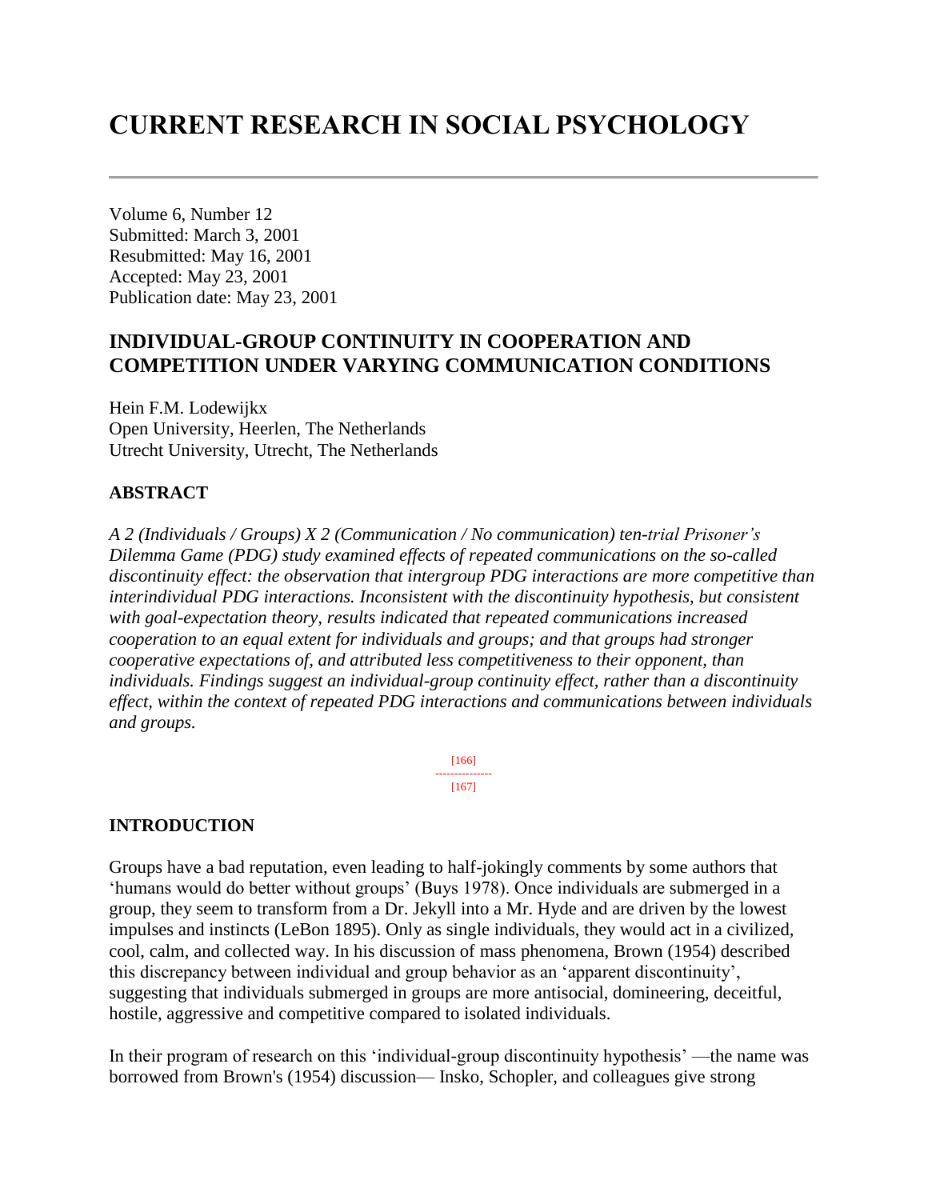# CURRENT RESEARCH IN SOCIAL PSYCHOLOGY

Volume 6, Number 12
Submitted: March 3, 2001
Resubmitted: May 16, 2001
Accepted: May 23, 2001
Publication date: May 23, 2001

## INDIVIDUAL-GROUP CONTINUITY IN COOPERATION AND COMPETITION UNDER VARYING COMMUNICATION CONDITIONS

Hein F.M. Lodewijkx
Open University, Heerlen, The Netherlands
Utrecht University, Utrecht, The Netherlands

### ABSTRACT

*A 2 (Individuals / Groups) X 2 (Communication / No communication) ten-trial Prisoner's Dilemma Game (PDG) study examined effects of repeated communications on the so-called discontinuity effect: the observation that intergroup PDG interactions are more competitive than interindividual PDG interactions. Inconsistent with the discontinuity hypothesis, but consistent with goal-expectation theory, results indicated that repeated communications increased cooperation to an equal extent for individuals and groups; and that groups had stronger cooperative expectations of, and attributed less competitiveness to their opponent, than individuals. Findings suggest an individual-group continuity effect, rather than a discontinuity effect, within the context of repeated PDG interactions and communications between individuals and groups.*

### INTRODUCTION

Groups have a bad reputation, even leading to half-jokingly comments by some authors that 'humans would do better without groups' (Buys 1978). Once individuals are submerged in a group, they seem to transform from a Dr. Jekyll into a Mr. Hyde and are driven by the lowest impulses and instincts (LeBon 1895). Only as single individuals, they would act in a civilized, cool, calm, and collected way. In his discussion of mass phenomena, Brown (1954) described this discrepancy between individual and group behavior as an 'apparent discontinuity', suggesting that individuals submerged in groups are more antisocial, domineering, deceitful, hostile, aggressive and competitive compared to isolated individuals.

In their program of research on this 'individual-group discontinuity hypothesis' —the name was borrowed from Brown's (1954) discussion— Insko, Schopler, and colleagues give strong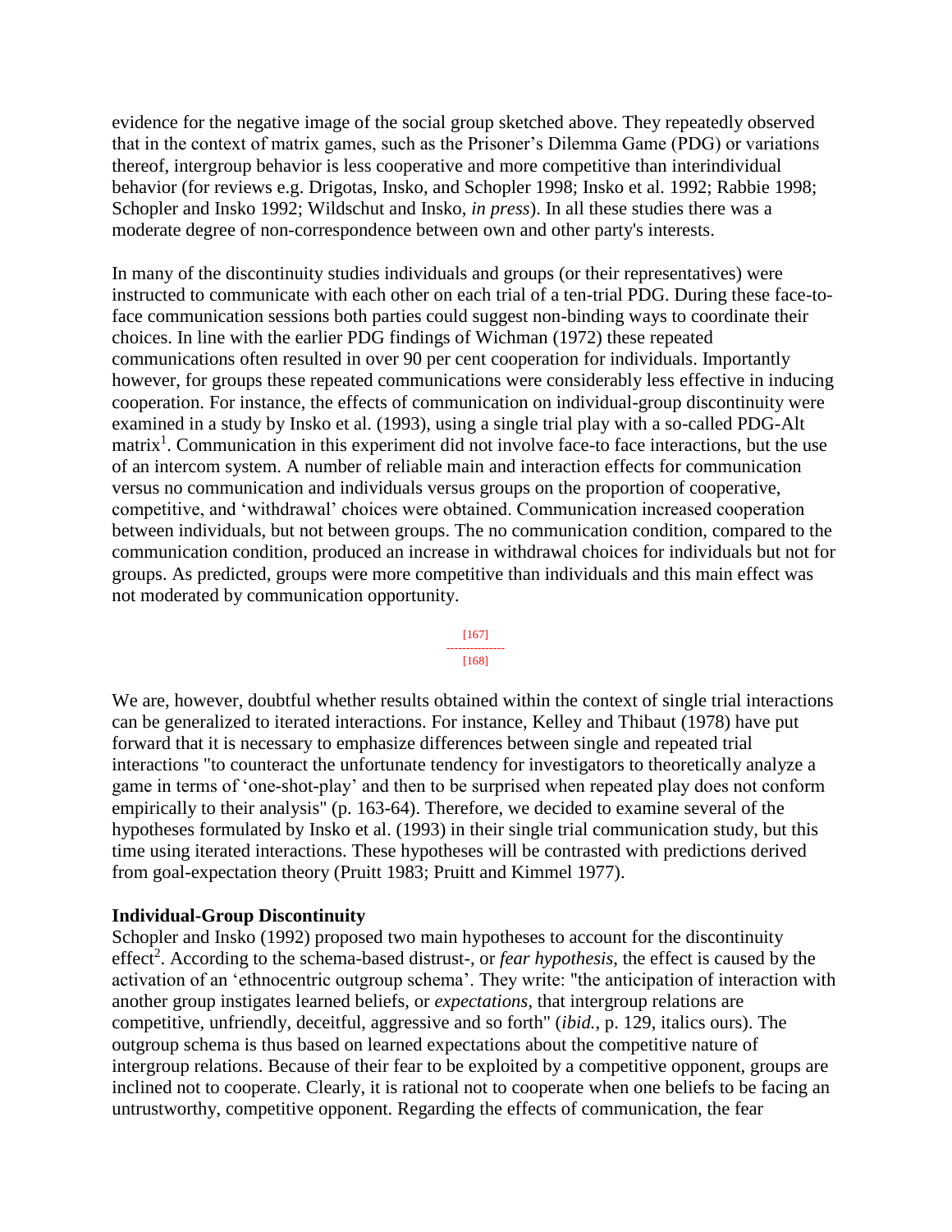evidence for the negative image of the social group sketched above. They repeatedly observed that in the context of matrix games, such as the Prisoner's Dilemma Game (PDG) or variations thereof, intergroup behavior is less cooperative and more competitive than interindividual behavior (for reviews e.g. Drigotas, Insko, and Schopler 1998; Insko et al. 1992; Rabbie 1998; Schopler and Insko 1992; Wildschut and Insko, *in press*). In all these studies there was a moderate degree of non-correspondence between own and other party's interests.

In many of the discontinuity studies individuals and groups (or their representatives) were instructed to communicate with each other on each trial of a ten-trial PDG. During these face-to-face communication sessions both parties could suggest non-binding ways to coordinate their choices. In line with the earlier PDG findings of Wichman (1972) these repeated communications often resulted in over 90 per cent cooperation for individuals. Importantly however, for groups these repeated communications were considerably less effective in inducing cooperation. For instance, the effects of communication on individual-group discontinuity were examined in a study by Insko et al. (1993), using a single trial play with a so-called PDG-Alt matrix[1]. Communication in this experiment did not involve face-to face interactions, but the use of an intercom system. A number of reliable main and interaction effects for communication versus no communication and individuals versus groups on the proportion of cooperative, competitive, and 'withdrawal' choices were obtained. Communication increased cooperation between individuals, but not between groups. The no communication condition, compared to the communication condition, produced an increase in withdrawal choices for individuals but not for groups. As predicted, groups were more competitive than individuals and this main effect was not moderated by communication opportunity.

We are, however, doubtful whether results obtained within the context of single trial interactions can be generalized to iterated interactions. For instance, Kelley and Thibaut (1978) have put forward that it is necessary to emphasize differences between single and repeated trial interactions "to counteract the unfortunate tendency for investigators to theoretically analyze a game in terms of 'one-shot-play' and then to be surprised when repeated play does not conform empirically to their analysis" (p. 163-64). Therefore, we decided to examine several of the hypotheses formulated by Insko et al. (1993) in their single trial communication study, but this time using iterated interactions. These hypotheses will be contrasted with predictions derived from goal-expectation theory (Pruitt 1983; Pruitt and Kimmel 1977).

### Individual-Group Discontinuity

Schopler and Insko (1992) proposed two main hypotheses to account for the discontinuity effect[2]. According to the schema-based distrust-, or *fear hypothesis*, the effect is caused by the activation of an 'ethnocentric outgroup schema'. They write: "the anticipation of interaction with another group instigates learned beliefs, or *expectations*, that intergroup relations are competitive, unfriendly, deceitful, aggressive and so forth" (*ibid.*, p. 129, italics ours). The outgroup schema is thus based on learned expectations about the competitive nature of intergroup relations. Because of their fear to be exploited by a competitive opponent, groups are inclined not to cooperate. Clearly, it is rational not to cooperate when one beliefs to be facing an untrustworthy, competitive opponent. Regarding the effects of communication, the fear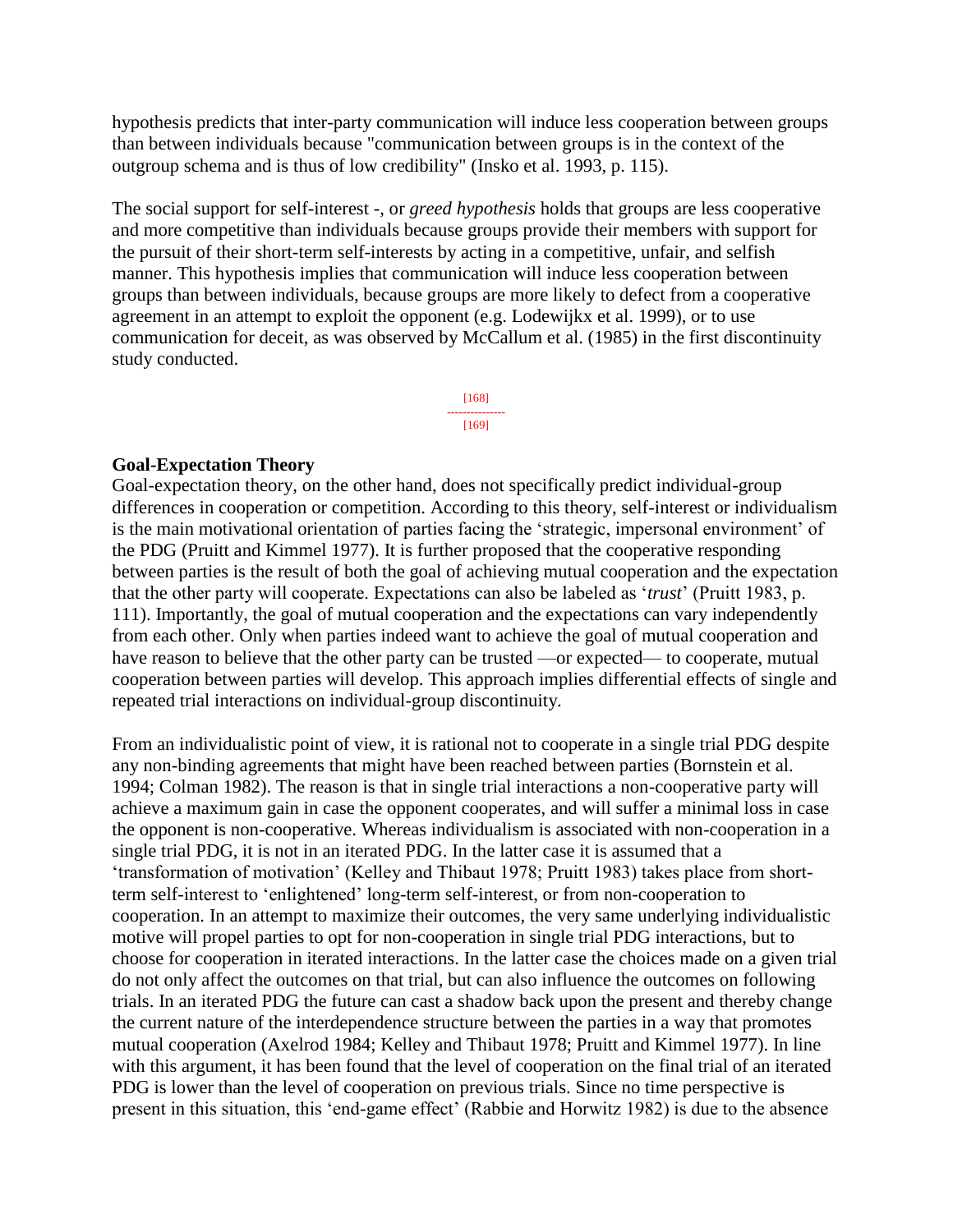hypothesis predicts that inter-party communication will induce less cooperation between groups than between individuals because "communication between groups is in the context of the outgroup schema and is thus of low credibility" (Insko et al. 1993, p. 115).

The social support for self-interest -, or *greed hypothesis* holds that groups are less cooperative and more competitive than individuals because groups provide their members with support for the pursuit of their short-term self-interests by acting in a competitive, unfair, and selfish manner. This hypothesis implies that communication will induce less cooperation between groups than between individuals, because groups are more likely to defect from a cooperative agreement in an attempt to exploit the opponent (e.g. Lodewijkx et al. 1999), or to use communication for deceit, as was observed by McCallum et al. (1985) in the first discontinuity study conducted.

[168]
---------------
[169]

**Goal-Expectation Theory**

Goal-expectation theory, on the other hand, does not specifically predict individual-group differences in cooperation or competition. According to this theory, self-interest or individualism is the main motivational orientation of parties facing the 'strategic, impersonal environment' of the PDG (Pruitt and Kimmel 1977). It is further proposed that the cooperative responding between parties is the result of both the goal of achieving mutual cooperation and the expectation that the other party will cooperate. Expectations can also be labeled as '*trust*' (Pruitt 1983, p. 111). Importantly, the goal of mutual cooperation and the expectations can vary independently from each other. Only when parties indeed want to achieve the goal of mutual cooperation and have reason to believe that the other party can be trusted —or expected— to cooperate, mutual cooperation between parties will develop. This approach implies differential effects of single and repeated trial interactions on individual-group discontinuity.

From an individualistic point of view, it is rational not to cooperate in a single trial PDG despite any non-binding agreements that might have been reached between parties (Bornstein et al. 1994; Colman 1982). The reason is that in single trial interactions a non-cooperative party will achieve a maximum gain in case the opponent cooperates, and will suffer a minimal loss in case the opponent is non-cooperative. Whereas individualism is associated with non-cooperation in a single trial PDG, it is not in an iterated PDG. In the latter case it is assumed that a 'transformation of motivation' (Kelley and Thibaut 1978; Pruitt 1983) takes place from short-term self-interest to 'enlightened' long-term self-interest, or from non-cooperation to cooperation. In an attempt to maximize their outcomes, the very same underlying individualistic motive will propel parties to opt for non-cooperation in single trial PDG interactions, but to choose for cooperation in iterated interactions. In the latter case the choices made on a given trial do not only affect the outcomes on that trial, but can also influence the outcomes on following trials. In an iterated PDG the future can cast a shadow back upon the present and thereby change the current nature of the interdependence structure between the parties in a way that promotes mutual cooperation (Axelrod 1984; Kelley and Thibaut 1978; Pruitt and Kimmel 1977). In line with this argument, it has been found that the level of cooperation on the final trial of an iterated PDG is lower than the level of cooperation on previous trials. Since no time perspective is present in this situation, this 'end-game effect' (Rabbie and Horwitz 1982) is due to the absence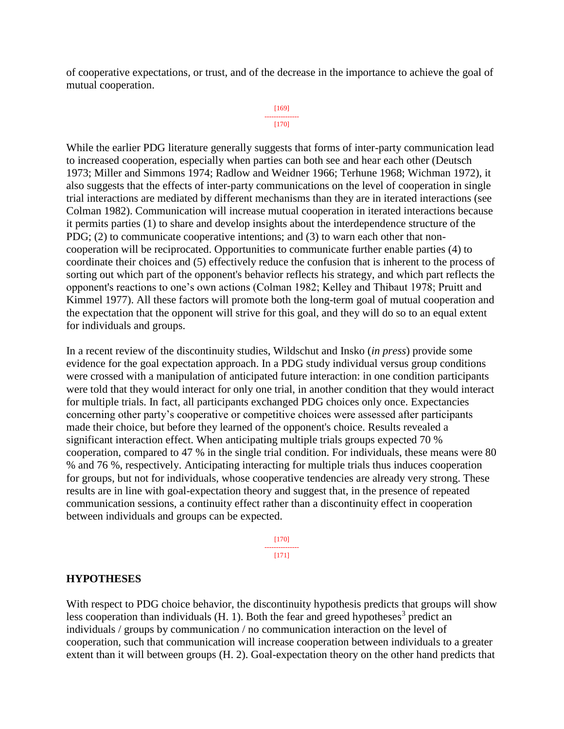of cooperative expectations, or trust, and of the decrease in the importance to achieve the goal of mutual cooperation.

While the earlier PDG literature generally suggests that forms of inter-party communication lead to increased cooperation, especially when parties can both see and hear each other (Deutsch 1973; Miller and Simmons 1974; Radlow and Weidner 1966; Terhune 1968; Wichman 1972), it also suggests that the effects of inter-party communications on the level of cooperation in single trial interactions are mediated by different mechanisms than they are in iterated interactions (see Colman 1982). Communication will increase mutual cooperation in iterated interactions because it permits parties (1) to share and develop insights about the interdependence structure of the PDG; (2) to communicate cooperative intentions; and (3) to warn each other that non-cooperation will be reciprocated. Opportunities to communicate further enable parties (4) to coordinate their choices and (5) effectively reduce the confusion that is inherent to the process of sorting out which part of the opponent's behavior reflects his strategy, and which part reflects the opponent's reactions to one's own actions (Colman 1982; Kelley and Thibaut 1978; Pruitt and Kimmel 1977). All these factors will promote both the long-term goal of mutual cooperation and the expectation that the opponent will strive for this goal, and they will do so to an equal extent for individuals and groups.

In a recent review of the discontinuity studies, Wildschut and Insko (*in press*) provide some evidence for the goal expectation approach. In a PDG study individual versus group conditions were crossed with a manipulation of anticipated future interaction: in one condition participants were told that they would interact for only one trial, in another condition that they would interact for multiple trials. In fact, all participants exchanged PDG choices only once. Expectancies concerning other party's cooperative or competitive choices were assessed after participants made their choice, but before they learned of the opponent's choice. Results revealed a significant interaction effect. When anticipating multiple trials groups expected 70 % cooperation, compared to 47 % in the single trial condition. For individuals, these means were 80 % and 76 %, respectively. Anticipating interacting for multiple trials thus induces cooperation for groups, but not for individuals, whose cooperative tendencies are already very strong. These results are in line with goal-expectation theory and suggest that, in the presence of repeated communication sessions, a continuity effect rather than a discontinuity effect in cooperation between individuals and groups can be expected.

## HYPOTHESES

With respect to PDG choice behavior, the discontinuity hypothesis predicts that groups will show less cooperation than individuals (H. 1). Both the fear and greed hypotheses[3] predict an individuals / groups by communication / no communication interaction on the level of cooperation, such that communication will increase cooperation between individuals to a greater extent than it will between groups (H. 2). Goal-expectation theory on the other hand predicts that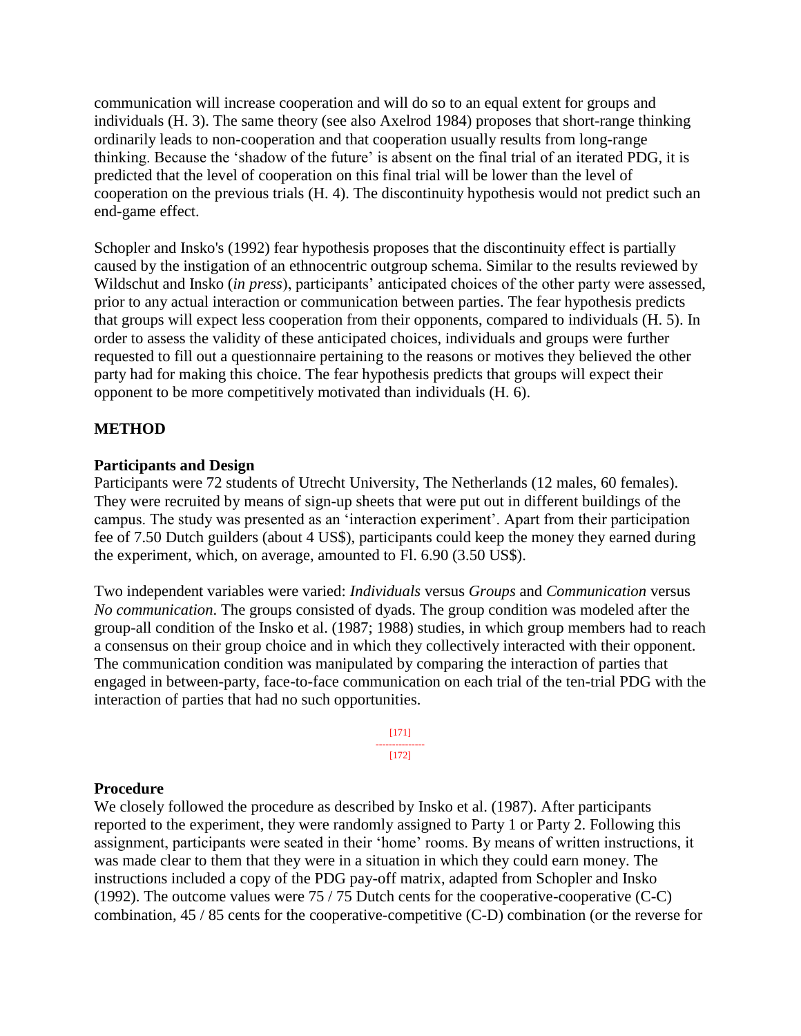communication will increase cooperation and will do so to an equal extent for groups and individuals (H. 3). The same theory (see also Axelrod 1984) proposes that short-range thinking ordinarily leads to non-cooperation and that cooperation usually results from long-range thinking. Because the 'shadow of the future' is absent on the final trial of an iterated PDG, it is predicted that the level of cooperation on this final trial will be lower than the level of cooperation on the previous trials (H. 4). The discontinuity hypothesis would not predict such an end-game effect.

Schopler and Insko's (1992) fear hypothesis proposes that the discontinuity effect is partially caused by the instigation of an ethnocentric outgroup schema. Similar to the results reviewed by Wildschut and Insko (*in press*), participants' anticipated choices of the other party were assessed, prior to any actual interaction or communication between parties. The fear hypothesis predicts that groups will expect less cooperation from their opponents, compared to individuals (H. 5). In order to assess the validity of these anticipated choices, individuals and groups were further requested to fill out a questionnaire pertaining to the reasons or motives they believed the other party had for making this choice. The fear hypothesis predicts that groups will expect their opponent to be more competitively motivated than individuals (H. 6).

## METHOD

### Participants and Design

Participants were 72 students of Utrecht University, The Netherlands (12 males, 60 females). They were recruited by means of sign-up sheets that were put out in different buildings of the campus. The study was presented as an 'interaction experiment'. Apart from their participation fee of 7.50 Dutch guilders (about 4 US$), participants could keep the money they earned during the experiment, which, on average, amounted to Fl. 6.90 (3.50 US$).

Two independent variables were varied: *Individuals* versus *Groups* and *Communication* versus *No communication*. The groups consisted of dyads. The group condition was modeled after the group-all condition of the Insko et al. (1987; 1988) studies, in which group members had to reach a consensus on their group choice and in which they collectively interacted with their opponent. The communication condition was manipulated by comparing the interaction of parties that engaged in between-party, face-to-face communication on each trial of the ten-trial PDG with the interaction of parties that had no such opportunities.

### Procedure

We closely followed the procedure as described by Insko et al. (1987). After participants reported to the experiment, they were randomly assigned to Party 1 or Party 2. Following this assignment, participants were seated in their 'home' rooms. By means of written instructions, it was made clear to them that they were in a situation in which they could earn money. The instructions included a copy of the PDG pay-off matrix, adapted from Schopler and Insko (1992). The outcome values were 75 / 75 Dutch cents for the cooperative-cooperative (C-C) combination, 45 / 85 cents for the cooperative-competitive (C-D) combination (or the reverse for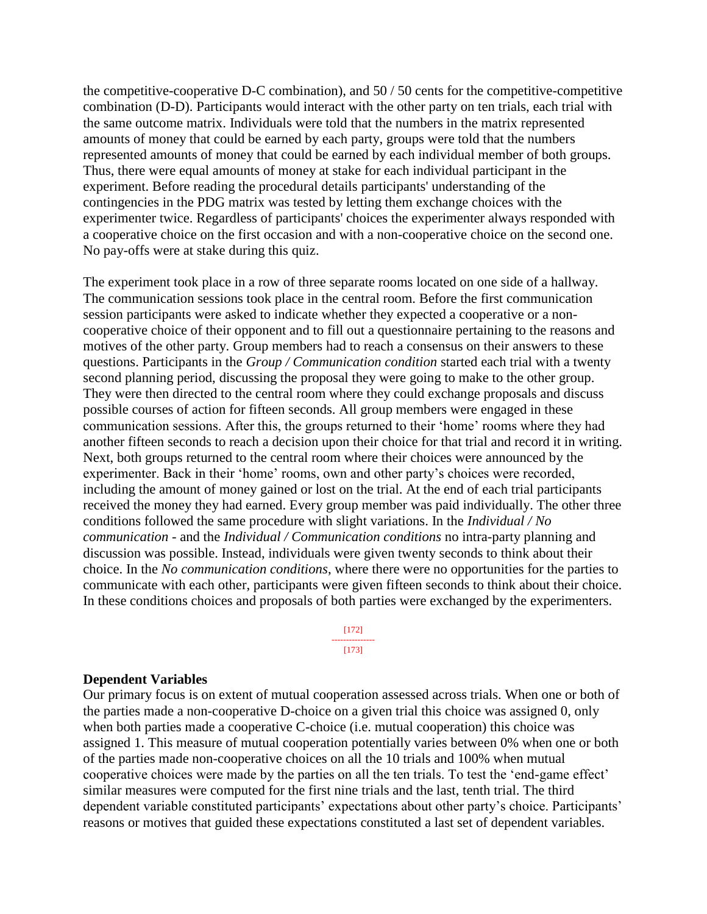the competitive-cooperative D-C combination), and 50 / 50 cents for the competitive-competitive combination (D-D). Participants would interact with the other party on ten trials, each trial with the same outcome matrix. Individuals were told that the numbers in the matrix represented amounts of money that could be earned by each party, groups were told that the numbers represented amounts of money that could be earned by each individual member of both groups. Thus, there were equal amounts of money at stake for each individual participant in the experiment. Before reading the procedural details participants' understanding of the contingencies in the PDG matrix was tested by letting them exchange choices with the experimenter twice. Regardless of participants' choices the experimenter always responded with a cooperative choice on the first occasion and with a non-cooperative choice on the second one. No pay-offs were at stake during this quiz.

The experiment took place in a row of three separate rooms located on one side of a hallway. The communication sessions took place in the central room. Before the first communication session participants were asked to indicate whether they expected a cooperative or a non-cooperative choice of their opponent and to fill out a questionnaire pertaining to the reasons and motives of the other party. Group members had to reach a consensus on their answers to these questions. Participants in the *Group / Communication condition* started each trial with a twenty second planning period, discussing the proposal they were going to make to the other group. They were then directed to the central room where they could exchange proposals and discuss possible courses of action for fifteen seconds. All group members were engaged in these communication sessions. After this, the groups returned to their 'home' rooms where they had another fifteen seconds to reach a decision upon their choice for that trial and record it in writing. Next, both groups returned to the central room where their choices were announced by the experimenter. Back in their 'home' rooms, own and other party's choices were recorded, including the amount of money gained or lost on the trial. At the end of each trial participants received the money they had earned. Every group member was paid individually. The other three conditions followed the same procedure with slight variations. In the *Individual / No communication* - and the *Individual / Communication conditions* no intra-party planning and discussion was possible. Instead, individuals were given twenty seconds to think about their choice. In the *No communication conditions*, where there were no opportunities for the parties to communicate with each other, participants were given fifteen seconds to think about their choice. In these conditions choices and proposals of both parties were exchanged by the experimenters.

### Dependent Variables

Our primary focus is on extent of mutual cooperation assessed across trials. When one or both of the parties made a non-cooperative D-choice on a given trial this choice was assigned 0, only when both parties made a cooperative C-choice (i.e. mutual cooperation) this choice was assigned 1. This measure of mutual cooperation potentially varies between 0% when one or both of the parties made non-cooperative choices on all the 10 trials and 100% when mutual cooperative choices were made by the parties on all the ten trials. To test the 'end-game effect' similar measures were computed for the first nine trials and the last, tenth trial. The third dependent variable constituted participants' expectations about other party's choice. Participants' reasons or motives that guided these expectations constituted a last set of dependent variables.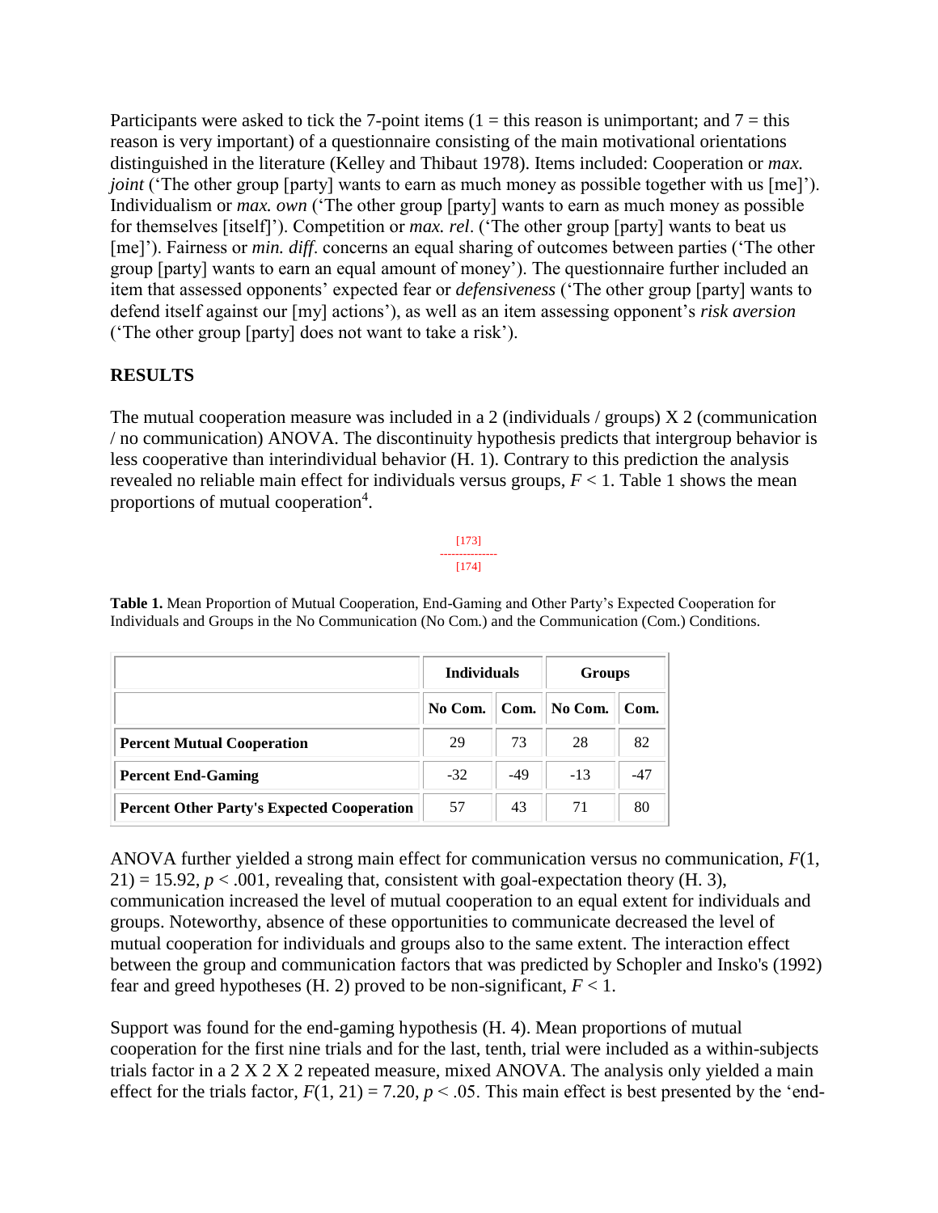Participants were asked to tick the 7-point items (1 = this reason is unimportant; and 7 = this reason is very important) of a questionnaire consisting of the main motivational orientations distinguished in the literature (Kelley and Thibaut 1978). Items included: Cooperation or *max. joint* ('The other group [party] wants to earn as much money as possible together with us [me]'). Individualism or *max. own* ('The other group [party] wants to earn as much money as possible for themselves [itself]'). Competition or *max. rel*. ('The other group [party] wants to beat us [me]'). Fairness or *min. diff*. concerns an equal sharing of outcomes between parties ('The other group [party] wants to earn an equal amount of money'). The questionnaire further included an item that assessed opponents' expected fear or *defensiveness* ('The other group [party] wants to defend itself against our [my] actions'), as well as an item assessing opponent's *risk aversion* ('The other group [party] does not want to take a risk').

## RESULTS

The mutual cooperation measure was included in a 2 (individuals / groups) X 2 (communication / no communication) ANOVA. The discontinuity hypothesis predicts that intergroup behavior is less cooperative than interindividual behavior (H. 1). Contrary to this prediction the analysis revealed no reliable main effect for individuals versus groups, $F < 1$. Table 1 shows the mean proportions of mutual cooperation[4].

[173]
---------------
[174]

**Table 1.** Mean Proportion of Mutual Cooperation, End-Gaming and Other Party's Expected Cooperation for Individuals and Groups in the No Communication (No Com.) and the Communication (Com.) Conditions.

| | **Individuals** | | **Groups** | |
|---|---|---|---|---|
| | **No Com.** | **Com.** | **No Com.** | **Com.** |
| **Percent Mutual Cooperation** | 29 | 73 | 28 | 82 |
| **Percent End-Gaming** | -32 | -49 | -13 | -47 |
| **Percent Other Party's Expected Cooperation** | 57 | 43 | 71 | 80 |

ANOVA further yielded a strong main effect for communication versus no communication, $F(1, 21) = 15.92$, $p < .001$, revealing that, consistent with goal-expectation theory (H. 3), communication increased the level of mutual cooperation to an equal extent for individuals and groups. Noteworthy, absence of these opportunities to communicate decreased the level of mutual cooperation for individuals and groups also to the same extent. The interaction effect between the group and communication factors that was predicted by Schopler and Insko's (1992) fear and greed hypotheses (H. 2) proved to be non-significant, $F < 1$.

Support was found for the end-gaming hypothesis (H. 4). Mean proportions of mutual cooperation for the first nine trials and for the last, tenth, trial were included as a within-subjects trials factor in a 2 X 2 X 2 repeated measure, mixed ANOVA. The analysis only yielded a main effect for the trials factor, $F(1, 21) = 7.20$, $p < .05$. This main effect is best presented by the 'end-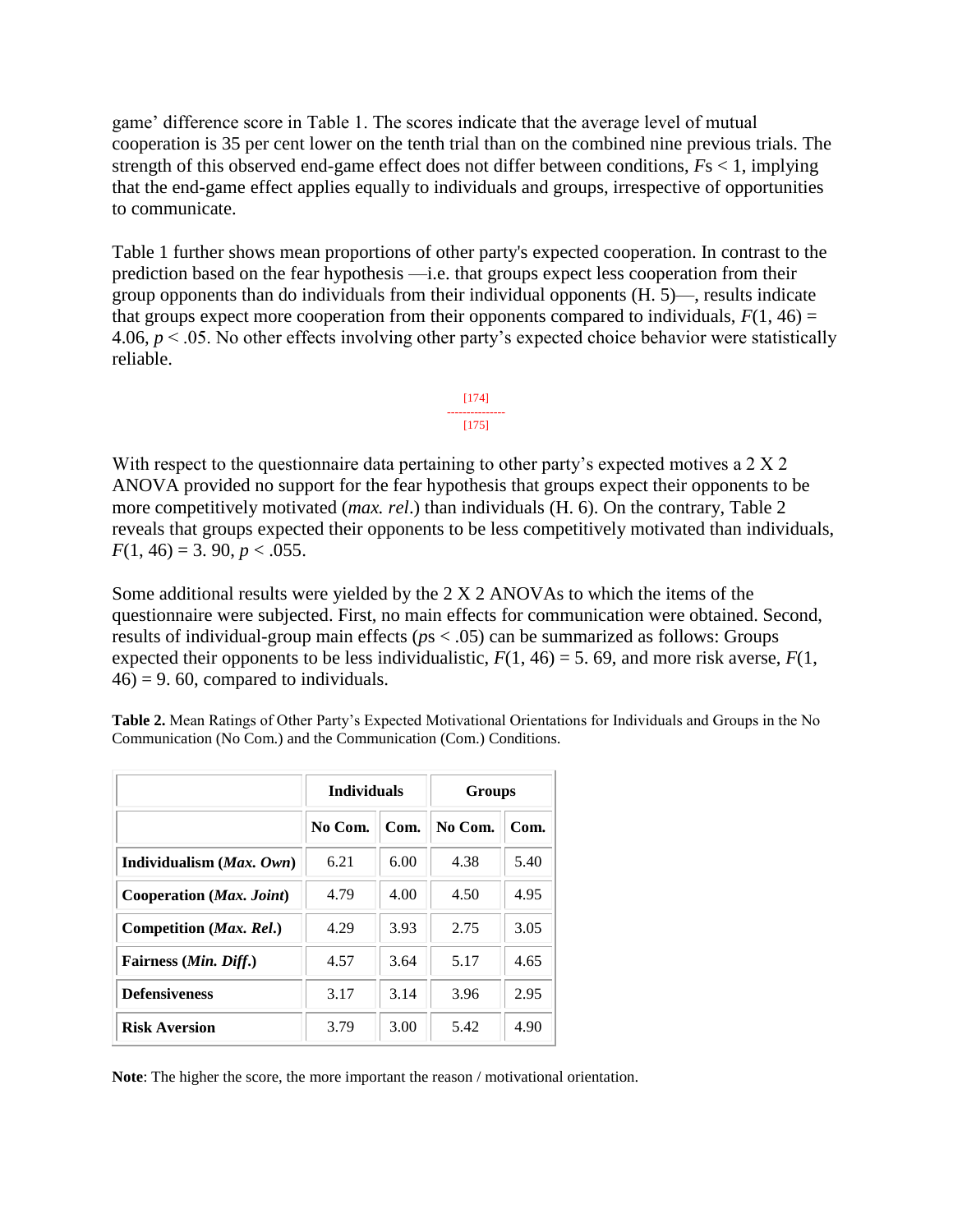game' difference score in Table 1. The scores indicate that the average level of mutual cooperation is 35 per cent lower on the tenth trial than on the combined nine previous trials. The strength of this observed end-game effect does not differ between conditions, *F*s < 1, implying that the end-game effect applies equally to individuals and groups, irrespective of opportunities to communicate.

Table 1 further shows mean proportions of other party's expected cooperation. In contrast to the prediction based on the fear hypothesis —i.e. that groups expect less cooperation from their group opponents than do individuals from their individual opponents (H. 5)—, results indicate that groups expect more cooperation from their opponents compared to individuals, $F(1, 46) = 4.06$, $p < .05$. No other effects involving other party's expected choice behavior were statistically reliable.

[174]
---------------
[175]

With respect to the questionnaire data pertaining to other party's expected motives a 2 X 2 ANOVA provided no support for the fear hypothesis that groups expect their opponents to be more competitively motivated (*max. rel*.) than individuals (H. 6). On the contrary, Table 2 reveals that groups expected their opponents to be less competitively motivated than individuals, $F(1, 46) = 3.90$, $p < .055$.

Some additional results were yielded by the 2 X 2 ANOVAs to which the items of the questionnaire were subjected. First, no main effects for communication were obtained. Second, results of individual-group main effects (*p*s < .05) can be summarized as follows: Groups expected their opponents to be less individualistic, $F(1, 46) = 5.69$, and more risk averse, $F(1, 46) = 9.60$, compared to individuals.

**Table 2.** Mean Ratings of Other Party's Expected Motivational Orientations for Individuals and Groups in the No Communication (No Com.) and the Communication (Com.) Conditions.

| | Individuals | | Groups | |
|---|---|---|---|---|
| | No Com. | Com. | No Com. | Com. |
| **Individualism (*Max. Own*)** | 6.21 | 6.00 | 4.38 | 5.40 |
| **Cooperation (*Max. Joint*)** | 4.79 | 4.00 | 4.50 | 4.95 |
| **Competition (*Max. Rel.*)** | 4.29 | 3.93 | 2.75 | 3.05 |
| **Fairness (*Min. Diff.*)** | 4.57 | 3.64 | 5.17 | 4.65 |
| **Defensiveness** | 3.17 | 3.14 | 3.96 | 2.95 |
| **Risk Aversion** | 3.79 | 3.00 | 5.42 | 4.90 |

**Note**: The higher the score, the more important the reason / motivational orientation.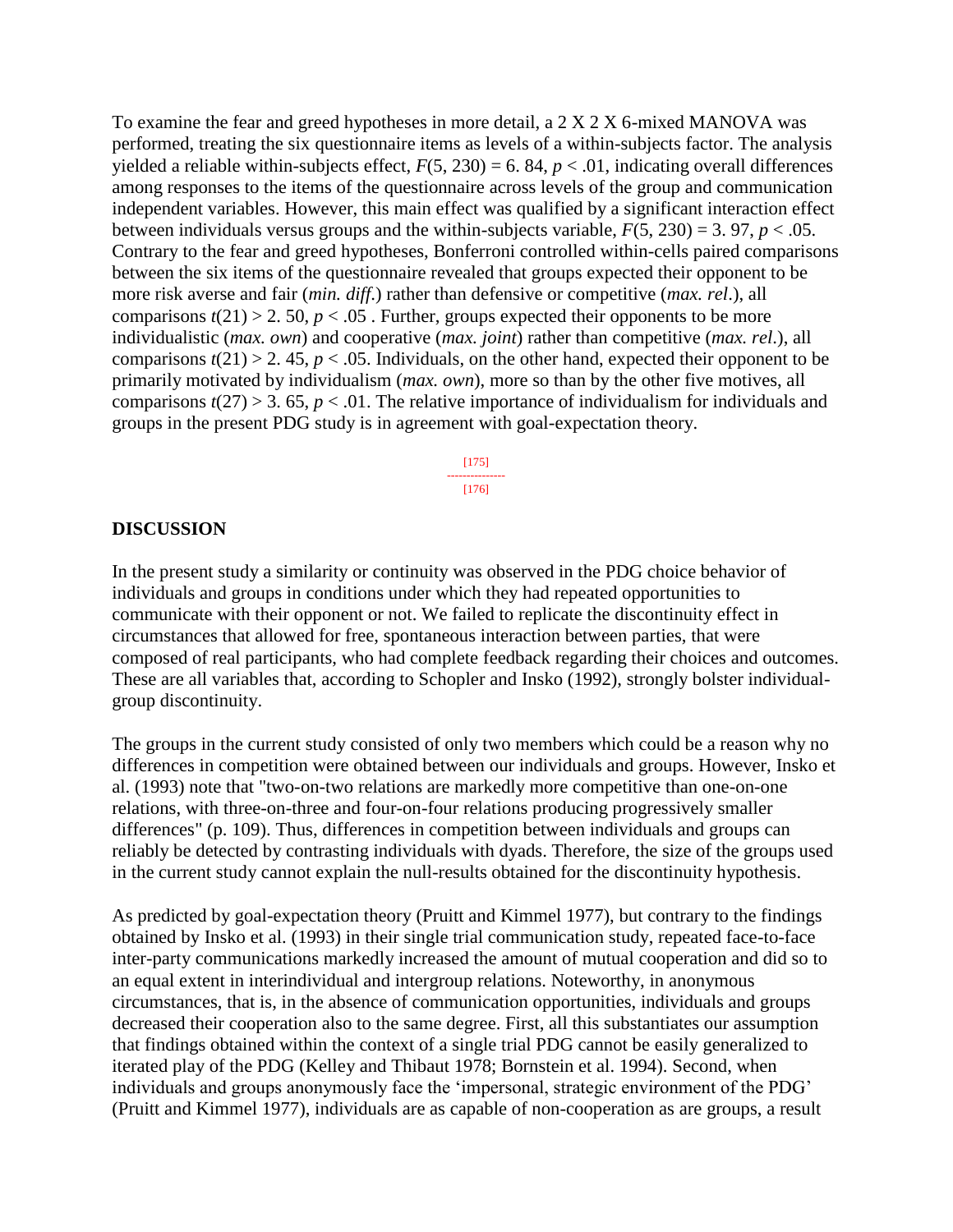To examine the fear and greed hypotheses in more detail, a 2 X 2 X 6-mixed MANOVA was performed, treating the six questionnaire items as levels of a within-subjects factor. The analysis yielded a reliable within-subjects effect, $F(5, 230) = 6.84$, $p < .01$, indicating overall differences among responses to the items of the questionnaire across levels of the group and communication independent variables. However, this main effect was qualified by a significant interaction effect between individuals versus groups and the within-subjects variable, $F(5, 230) = 3.97$, $p < .05$. Contrary to the fear and greed hypotheses, Bonferroni controlled within-cells paired comparisons between the six items of the questionnaire revealed that groups expected their opponent to be more risk averse and fair (*min. diff.*) rather than defensive or competitive (*max. rel.*), all comparisons $t(21) > 2.50$, $p < .05$ . Further, groups expected their opponents to be more individualistic (*max. own*) and cooperative (*max. joint*) rather than competitive (*max. rel.*), all comparisons $t(21) > 2.45$, $p < .05$. Individuals, on the other hand, expected their opponent to be primarily motivated by individualism (*max. own*), more so than by the other five motives, all comparisons $t(27) > 3.65$, $p < .01$. The relative importance of individualism for individuals and groups in the present PDG study is in agreement with goal-expectation theory.

## DISCUSSION

In the present study a similarity or continuity was observed in the PDG choice behavior of individuals and groups in conditions under which they had repeated opportunities to communicate with their opponent or not. We failed to replicate the discontinuity effect in circumstances that allowed for free, spontaneous interaction between parties, that were composed of real participants, who had complete feedback regarding their choices and outcomes. These are all variables that, according to Schopler and Insko (1992), strongly bolster individual-group discontinuity.

The groups in the current study consisted of only two members which could be a reason why no differences in competition were obtained between our individuals and groups. However, Insko et al. (1993) note that "two-on-two relations are markedly more competitive than one-on-one relations, with three-on-three and four-on-four relations producing progressively smaller differences" (p. 109). Thus, differences in competition between individuals and groups can reliably be detected by contrasting individuals with dyads. Therefore, the size of the groups used in the current study cannot explain the null-results obtained for the discontinuity hypothesis.

As predicted by goal-expectation theory (Pruitt and Kimmel 1977), but contrary to the findings obtained by Insko et al. (1993) in their single trial communication study, repeated face-to-face inter-party communications markedly increased the amount of mutual cooperation and did so to an equal extent in interindividual and intergroup relations. Noteworthy, in anonymous circumstances, that is, in the absence of communication opportunities, individuals and groups decreased their cooperation also to the same degree. First, all this substantiates our assumption that findings obtained within the context of a single trial PDG cannot be easily generalized to iterated play of the PDG (Kelley and Thibaut 1978; Bornstein et al. 1994). Second, when individuals and groups anonymously face the 'impersonal, strategic environment of the PDG' (Pruitt and Kimmel 1977), individuals are as capable of non-cooperation as are groups, a result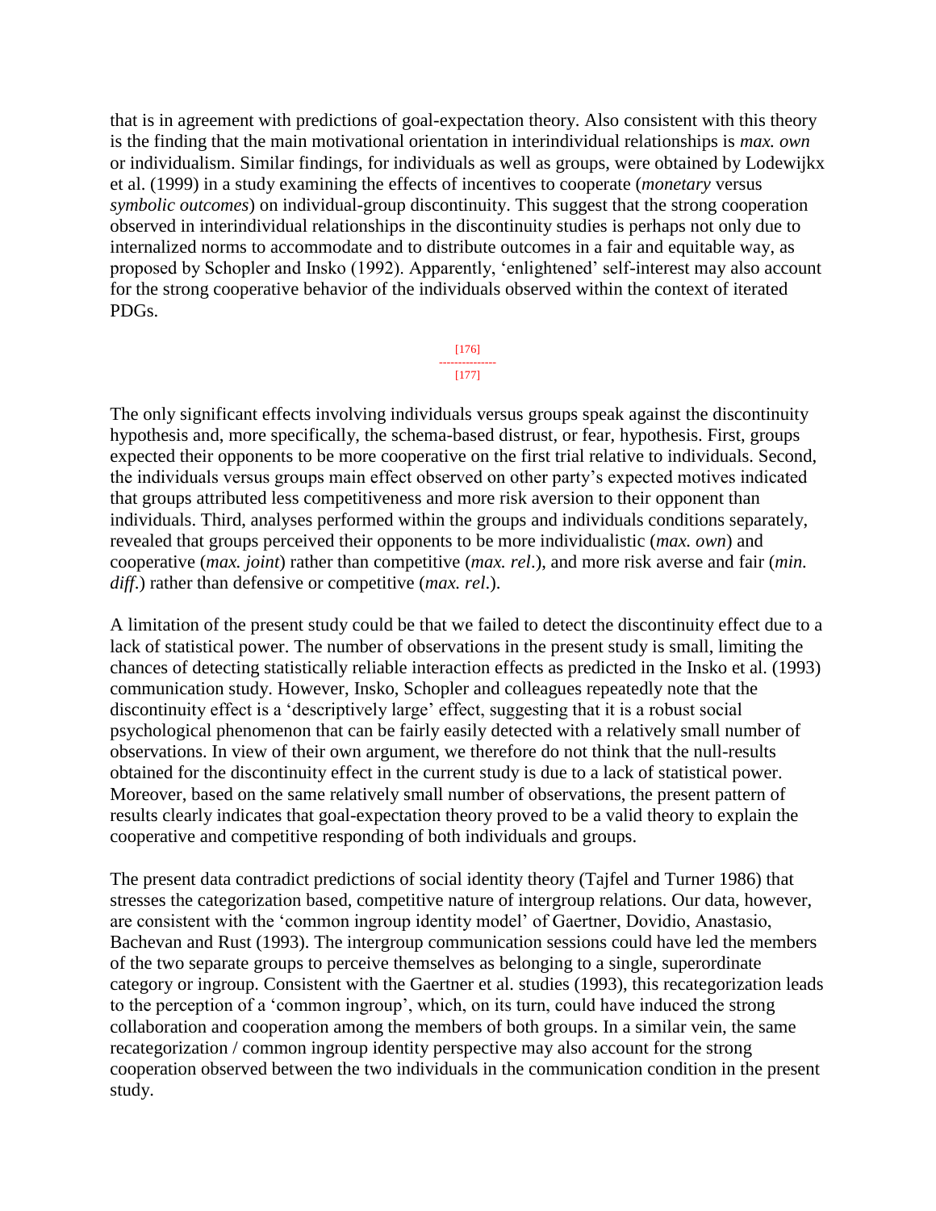that is in agreement with predictions of goal-expectation theory. Also consistent with this theory is the finding that the main motivational orientation in interindividual relationships is *max. own* or individualism. Similar findings, for individuals as well as groups, were obtained by Lodewijkx et al. (1999) in a study examining the effects of incentives to cooperate (*monetary* versus *symbolic outcomes*) on individual-group discontinuity. This suggest that the strong cooperation observed in interindividual relationships in the discontinuity studies is perhaps not only due to internalized norms to accommodate and to distribute outcomes in a fair and equitable way, as proposed by Schopler and Insko (1992). Apparently, 'enlightened' self-interest may also account for the strong cooperative behavior of the individuals observed within the context of iterated PDGs.

The only significant effects involving individuals versus groups speak against the discontinuity hypothesis and, more specifically, the schema-based distrust, or fear, hypothesis. First, groups expected their opponents to be more cooperative on the first trial relative to individuals. Second, the individuals versus groups main effect observed on other party's expected motives indicated that groups attributed less competitiveness and more risk aversion to their opponent than individuals. Third, analyses performed within the groups and individuals conditions separately, revealed that groups perceived their opponents to be more individualistic (*max. own*) and cooperative (*max. joint*) rather than competitive (*max. rel*.), and more risk averse and fair (*min. diff*.) rather than defensive or competitive (*max. rel*.).

A limitation of the present study could be that we failed to detect the discontinuity effect due to a lack of statistical power. The number of observations in the present study is small, limiting the chances of detecting statistically reliable interaction effects as predicted in the Insko et al. (1993) communication study. However, Insko, Schopler and colleagues repeatedly note that the discontinuity effect is a 'descriptively large' effect, suggesting that it is a robust social psychological phenomenon that can be fairly easily detected with a relatively small number of observations. In view of their own argument, we therefore do not think that the null-results obtained for the discontinuity effect in the current study is due to a lack of statistical power. Moreover, based on the same relatively small number of observations, the present pattern of results clearly indicates that goal-expectation theory proved to be a valid theory to explain the cooperative and competitive responding of both individuals and groups.

The present data contradict predictions of social identity theory (Tajfel and Turner 1986) that stresses the categorization based, competitive nature of intergroup relations. Our data, however, are consistent with the 'common ingroup identity model' of Gaertner, Dovidio, Anastasio, Bachevan and Rust (1993). The intergroup communication sessions could have led the members of the two separate groups to perceive themselves as belonging to a single, superordinate category or ingroup. Consistent with the Gaertner et al. studies (1993), this recategorization leads to the perception of a 'common ingroup', which, on its turn, could have induced the strong collaboration and cooperation among the members of both groups. In a similar vein, the same recategorization / common ingroup identity perspective may also account for the strong cooperation observed between the two individuals in the communication condition in the present study.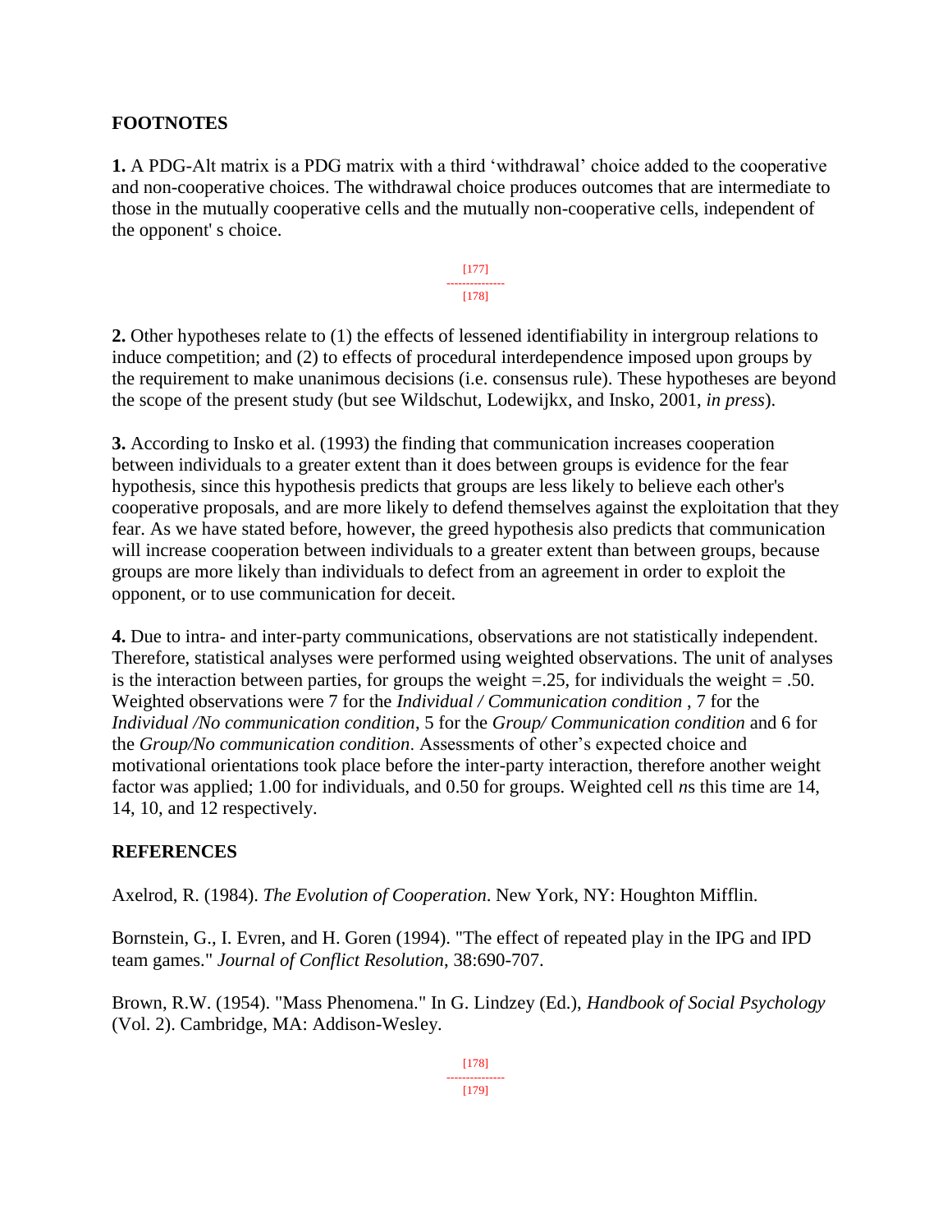## FOOTNOTES

**1.** A PDG-Alt matrix is a PDG matrix with a third 'withdrawal' choice added to the cooperative and non-cooperative choices. The withdrawal choice produces outcomes that are intermediate to those in the mutually cooperative cells and the mutually non-cooperative cells, independent of the opponent' s choice.

**2.** Other hypotheses relate to (1) the effects of lessened identifiability in intergroup relations to induce competition; and (2) to effects of procedural interdependence imposed upon groups by the requirement to make unanimous decisions (i.e. consensus rule). These hypotheses are beyond the scope of the present study (but see Wildschut, Lodewijkx, and Insko, 2001, *in press*).

**3.** According to Insko et al. (1993) the finding that communication increases cooperation between individuals to a greater extent than it does between groups is evidence for the fear hypothesis, since this hypothesis predicts that groups are less likely to believe each other's cooperative proposals, and are more likely to defend themselves against the exploitation that they fear. As we have stated before, however, the greed hypothesis also predicts that communication will increase cooperation between individuals to a greater extent than between groups, because groups are more likely than individuals to defect from an agreement in order to exploit the opponent, or to use communication for deceit.

**4.** Due to intra- and inter-party communications, observations are not statistically independent. Therefore, statistical analyses were performed using weighted observations. The unit of analyses is the interaction between parties, for groups the weight =.25, for individuals the weight = .50. Weighted observations were 7 for the *Individual / Communication condition* , 7 for the *Individual /No communication condition*, 5 for the *Group/ Communication condition* and 6 for the *Group/No communication condition*. Assessments of other's expected choice and motivational orientations took place before the inter-party interaction, therefore another weight factor was applied; 1.00 for individuals, and 0.50 for groups. Weighted cell *n*s this time are 14, 14, 10, and 12 respectively.

## REFERENCES

Axelrod, R. (1984). *The Evolution of Cooperation*. New York, NY: Houghton Mifflin.

Bornstein, G., I. Evren, and H. Goren (1994). "The effect of repeated play in the IPG and IPD team games." *Journal of Conflict Resolution*, 38:690-707.

Brown, R.W. (1954). "Mass Phenomena." In G. Lindzey (Ed.), *Handbook of Social Psychology* (Vol. 2). Cambridge, MA: Addison-Wesley.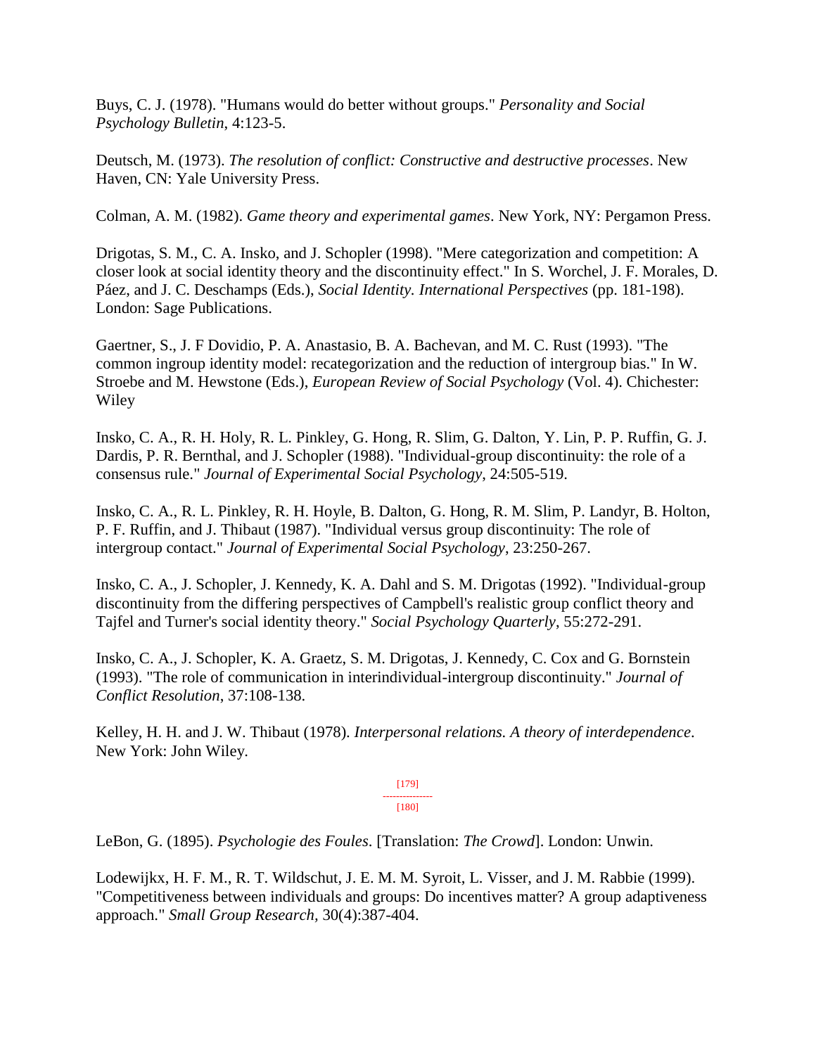Buys, C. J. (1978). "Humans would do better without groups." *Personality and Social Psychology Bulletin*, 4:123-5.

Deutsch, M. (1973). *The resolution of conflict: Constructive and destructive processes*. New Haven, CN: Yale University Press.

Colman, A. M. (1982). *Game theory and experimental games*. New York, NY: Pergamon Press.

Drigotas, S. M., C. A. Insko, and J. Schopler (1998). "Mere categorization and competition: A closer look at social identity theory and the discontinuity effect." In S. Worchel, J. F. Morales, D. Páez, and J. C. Deschamps (Eds.), *Social Identity. International Perspectives* (pp. 181-198). London: Sage Publications.

Gaertner, S., J. F Dovidio, P. A. Anastasio, B. A. Bachevan, and M. C. Rust (1993). "The common ingroup identity model: recategorization and the reduction of intergroup bias." In W. Stroebe and M. Hewstone (Eds.), *European Review of Social Psychology* (Vol. 4). Chichester: Wiley

Insko, C. A., R. H. Holy, R. L. Pinkley, G. Hong, R. Slim, G. Dalton, Y. Lin, P. P. Ruffin, G. J. Dardis, P. R. Bernthal, and J. Schopler (1988). "Individual-group discontinuity: the role of a consensus rule." *Journal of Experimental Social Psychology*, 24:505-519.

Insko, C. A., R. L. Pinkley, R. H. Hoyle, B. Dalton, G. Hong, R. M. Slim, P. Landyr, B. Holton, P. F. Ruffin, and J. Thibaut (1987). "Individual versus group discontinuity: The role of intergroup contact." *Journal of Experimental Social Psychology*, 23:250-267.

Insko, C. A., J. Schopler, J. Kennedy, K. A. Dahl and S. M. Drigotas (1992). "Individual-group discontinuity from the differing perspectives of Campbell's realistic group conflict theory and Tajfel and Turner's social identity theory." *Social Psychology Quarterly*, 55:272-291.

Insko, C. A., J. Schopler, K. A. Graetz, S. M. Drigotas, J. Kennedy, C. Cox and G. Bornstein (1993). "The role of communication in interindividual-intergroup discontinuity." *Journal of Conflict Resolution*, 37:108-138.

Kelley, H. H. and J. W. Thibaut (1978). *Interpersonal relations. A theory of interdependence*. New York: John Wiley.

LeBon, G. (1895). *Psychologie des Foules*. [Translation: *The Crowd*]. London: Unwin.

Lodewijkx, H. F. M., R. T. Wildschut, J. E. M. M. Syroit, L. Visser, and J. M. Rabbie (1999). "Competitiveness between individuals and groups: Do incentives matter? A group adaptiveness approach." *Small Group Research*, 30(4):387-404.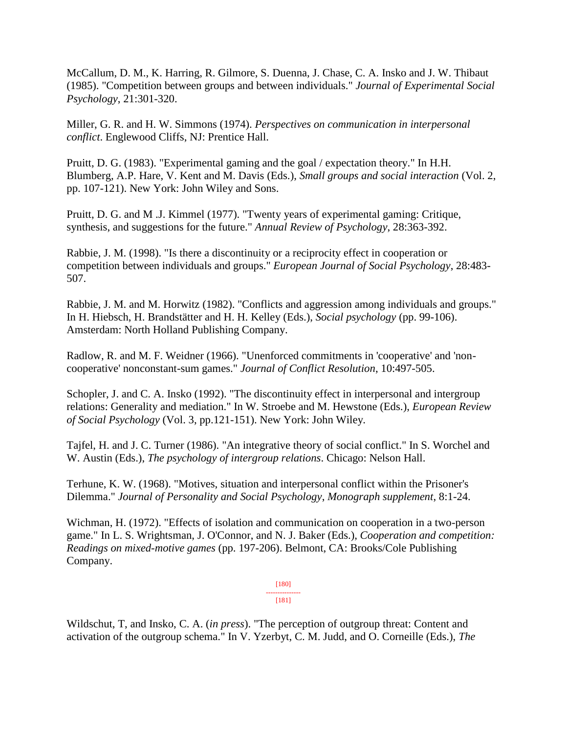McCallum, D. M., K. Harring, R. Gilmore, S. Duenna, J. Chase, C. A. Insko and J. W. Thibaut (1985). "Competition between groups and between individuals." *Journal of Experimental Social Psychology*, 21:301-320.

Miller, G. R. and H. W. Simmons (1974). *Perspectives on communication in interpersonal conflict*. Englewood Cliffs, NJ: Prentice Hall.

Pruitt, D. G. (1983). "Experimental gaming and the goal / expectation theory." In H.H. Blumberg, A.P. Hare, V. Kent and M. Davis (Eds.), *Small groups and social interaction* (Vol. 2, pp. 107-121). New York: John Wiley and Sons.

Pruitt, D. G. and M .J. Kimmel (1977). "Twenty years of experimental gaming: Critique, synthesis, and suggestions for the future." *Annual Review of Psychology*, 28:363-392.

Rabbie, J. M. (1998). "Is there a discontinuity or a reciprocity effect in cooperation or competition between individuals and groups." *European Journal of Social Psychology*, 28:483-507.

Rabbie, J. M. and M. Horwitz (1982). "Conflicts and aggression among individuals and groups." In H. Hiebsch, H. Brandstätter and H. H. Kelley (Eds.), *Social psychology* (pp. 99-106). Amsterdam: North Holland Publishing Company.

Radlow, R. and M. F. Weidner (1966). "Unenforced commitments in 'cooperative' and 'non-cooperative' nonconstant-sum games." *Journal of Conflict Resolution*, 10:497-505.

Schopler, J. and C. A. Insko (1992). "The discontinuity effect in interpersonal and intergroup relations: Generality and mediation." In W. Stroebe and M. Hewstone (Eds.), *European Review of Social Psychology* (Vol. 3, pp.121-151). New York: John Wiley.

Tajfel, H. and J. C. Turner (1986). "An integrative theory of social conflict." In S. Worchel and W. Austin (Eds.), *The psychology of intergroup relations*. Chicago: Nelson Hall.

Terhune, K. W. (1968). "Motives, situation and interpersonal conflict within the Prisoner's Dilemma." *Journal of Personality and Social Psychology, Monograph supplement*, 8:1-24.

Wichman, H. (1972). "Effects of isolation and communication on cooperation in a two-person game." In L. S. Wrightsman, J. O'Connor, and N. J. Baker (Eds.), *Cooperation and competition: Readings on mixed-motive games* (pp. 197-206). Belmont, CA: Brooks/Cole Publishing Company.

Wildschut, T, and Insko, C. A. (*in press*). "The perception of outgroup threat: Content and activation of the outgroup schema." In V. Yzerbyt, C. M. Judd, and O. Corneille (Eds.), *The*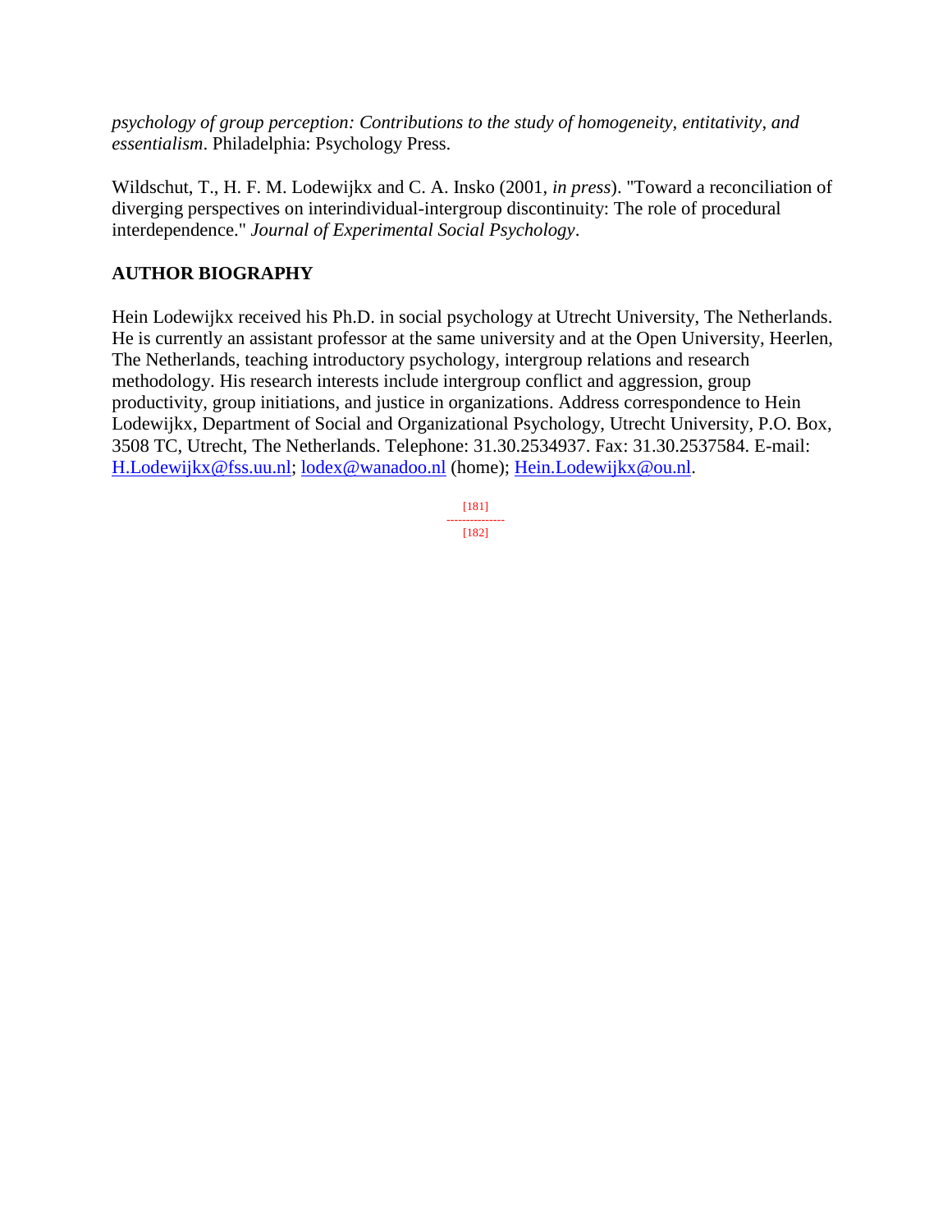*psychology of group perception: Contributions to the study of homogeneity, entitativity, and essentialism*. Philadelphia: Psychology Press.

Wildschut, T., H. F. M. Lodewijkx and C. A. Insko (2001, *in press*). "Toward a reconciliation of diverging perspectives on interindividual-intergroup discontinuity: The role of procedural interdependence." *Journal of Experimental Social Psychology*.

## AUTHOR BIOGRAPHY

Hein Lodewijkx received his Ph.D. in social psychology at Utrecht University, The Netherlands. He is currently an assistant professor at the same university and at the Open University, Heerlen, The Netherlands, teaching introductory psychology, intergroup relations and research methodology. His research interests include intergroup conflict and aggression, group productivity, group initiations, and justice in organizations. Address correspondence to Hein Lodewijkx, Department of Social and Organizational Psychology, Utrecht University, P.O. Box, 3508 TC, Utrecht, The Netherlands. Telephone: 31.30.2534937. Fax: 31.30.2537584. E-mail: H.Lodewijkx@fss.uu.nl; lodex@wanadoo.nl (home); Hein.Lodewijkx@ou.nl.

[181]
--------------
[182]